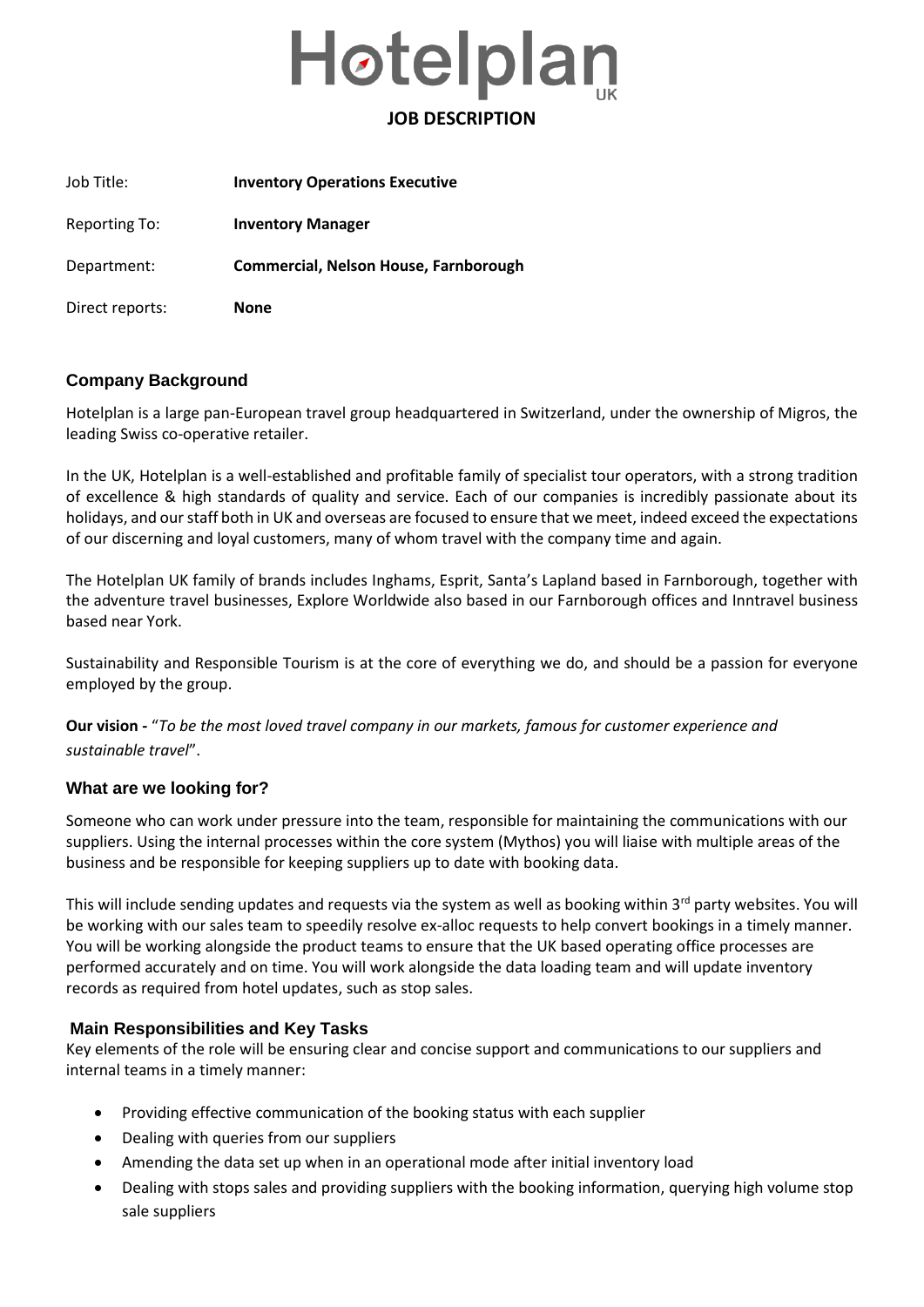# Hotelplan UK

## JOB DESCRIPTION

| | |
|---|---|
| Job Title: | **Inventory Operations Executive** |
| Reporting To: | **Inventory Manager** |
| Department: | **Commercial, Nelson House, Farnborough** |
| Direct reports: | **None** |

### Company Background

Hotelplan is a large pan-European travel group headquartered in Switzerland, under the ownership of Migros, the leading Swiss co-operative retailer.

In the UK, Hotelplan is a well-established and profitable family of specialist tour operators, with a strong tradition of excellence & high standards of quality and service. Each of our companies is incredibly passionate about its holidays, and our staff both in UK and overseas are focused to ensure that we meet, indeed exceed the expectations of our discerning and loyal customers, many of whom travel with the company time and again.

The Hotelplan UK family of brands includes Inghams, Esprit, Santa's Lapland based in Farnborough, together with the adventure travel businesses, Explore Worldwide also based in our Farnborough offices and Inntravel business based near York.

Sustainability and Responsible Tourism is at the core of everything we do, and should be a passion for everyone employed by the group.

**Our vision -** "*To be the most loved travel company in our markets, famous for customer experience and sustainable travel*".

### What are we looking for?

Someone who can work under pressure into the team, responsible for maintaining the communications with our suppliers. Using the internal processes within the core system (Mythos) you will liaise with multiple areas of the business and be responsible for keeping suppliers up to date with booking data.

This will include sending updates and requests via the system as well as booking within 3rd party websites. You will be working with our sales team to speedily resolve ex-alloc requests to help convert bookings in a timely manner. You will be working alongside the product teams to ensure that the UK based operating office processes are performed accurately and on time. You will work alongside the data loading team and will update inventory records as required from hotel updates, such as stop sales.

### Main Responsibilities and Key Tasks

Key elements of the role will be ensuring clear and concise support and communications to our suppliers and internal teams in a timely manner:

- Providing effective communication of the booking status with each supplier
- Dealing with queries from our suppliers
- Amending the data set up when in an operational mode after initial inventory load
- Dealing with stops sales and providing suppliers with the booking information, querying high volume stop sale suppliers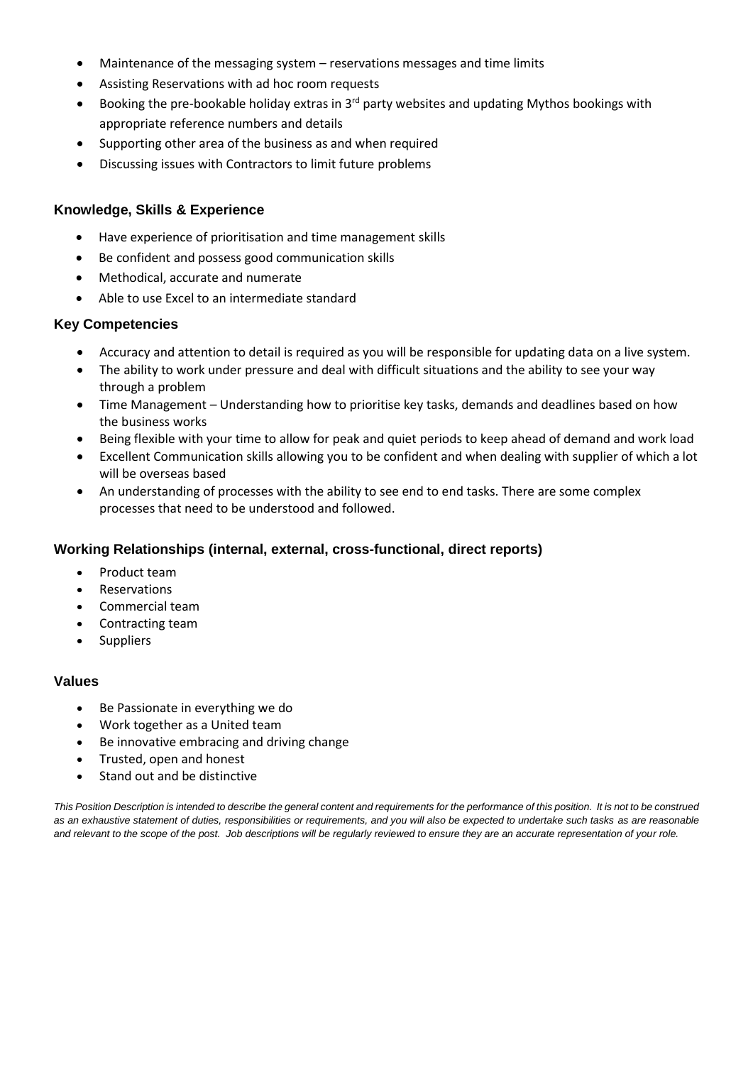- Maintenance of the messaging system – reservations messages and time limits
- Assisting Reservations with ad hoc room requests
- Booking the pre-bookable holiday extras in 3rd party websites and updating Mythos bookings with appropriate reference numbers and details
- Supporting other area of the business as and when required
- Discussing issues with Contractors to limit future problems

### Knowledge, Skills & Experience

- Have experience of prioritisation and time management skills
- Be confident and possess good communication skills
- Methodical, accurate and numerate
- Able to use Excel to an intermediate standard

### Key Competencies

- Accuracy and attention to detail is required as you will be responsible for updating data on a live system.
- The ability to work under pressure and deal with difficult situations and the ability to see your way through a problem
- Time Management – Understanding how to prioritise key tasks, demands and deadlines based on how the business works
- Being flexible with your time to allow for peak and quiet periods to keep ahead of demand and work load
- Excellent Communication skills allowing you to be confident and when dealing with supplier of which a lot will be overseas based
- An understanding of processes with the ability to see end to end tasks. There are some complex processes that need to be understood and followed.

### Working Relationships (internal, external, cross-functional, direct reports)

- Product team
- Reservations
- Commercial team
- Contracting team
- Suppliers

### Values

- Be Passionate in everything we do
- Work together as a United team
- Be innovative embracing and driving change
- Trusted, open and honest
- Stand out and be distinctive

*This Position Description is intended to describe the general content and requirements for the performance of this position. It is not to be construed as an exhaustive statement of duties, responsibilities or requirements, and you will also be expected to undertake such tasks as are reasonable and relevant to the scope of the post. Job descriptions will be regularly reviewed to ensure they are an accurate representation of your role.*